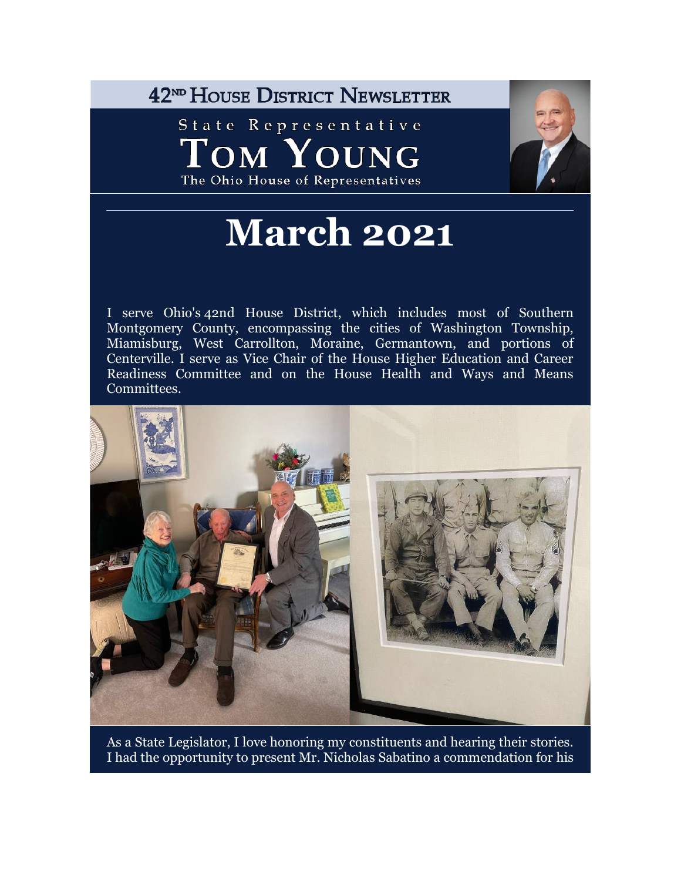42ND House District Newsletter

State Representative

# Tom Young

The Ohio House of Representatives

# March 2021

I serve Ohio's 42nd House District, which includes most of Southern Montgomery County, encompassing the cities of Washington Township, Miamisburg, West Carrollton, Moraine, Germantown, and portions of Centerville. I serve as Vice Chair of the House Higher Education and Career Readiness Committee and on the House Health and Ways and Means Committees.

As a State Legislator, I love honoring my constituents and hearing their stories. I had the opportunity to present Mr. Nicholas Sabatino a commendation for his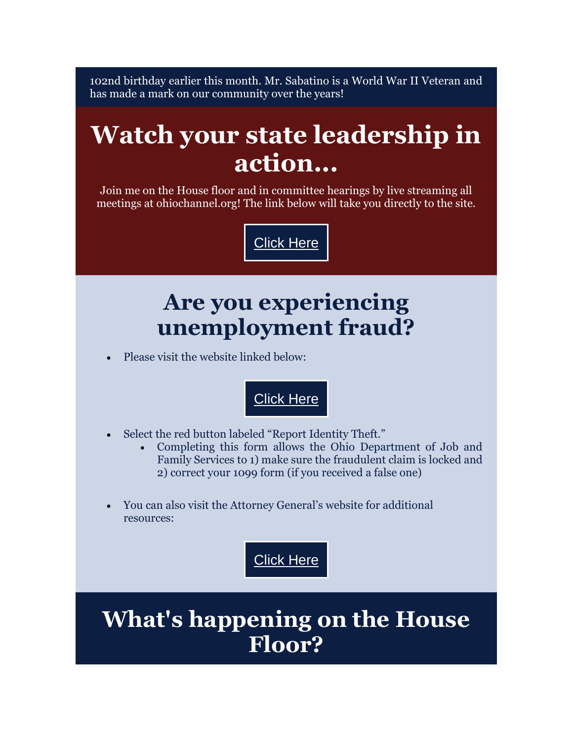102nd birthday earlier this month. Mr. Sabatino is a World War II Veteran and has made a mark on our community over the years!

# Watch your state leadership in action...

Join me on the House floor and in committee hearings by live streaming all meetings at ohiochannel.org! The link below will take you directly to the site.

Click Here

# Are you experiencing unemployment fraud?

- Please visit the website linked below:

Click Here

- Select the red button labeled “Report Identity Theft.”
  - Completing this form allows the Ohio Department of Job and Family Services to 1) make sure the fraudulent claim is locked and 2) correct your 1099 form (if you received a false one)

- You can also visit the Attorney General’s website for additional resources:

Click Here

# What's happening on the House Floor?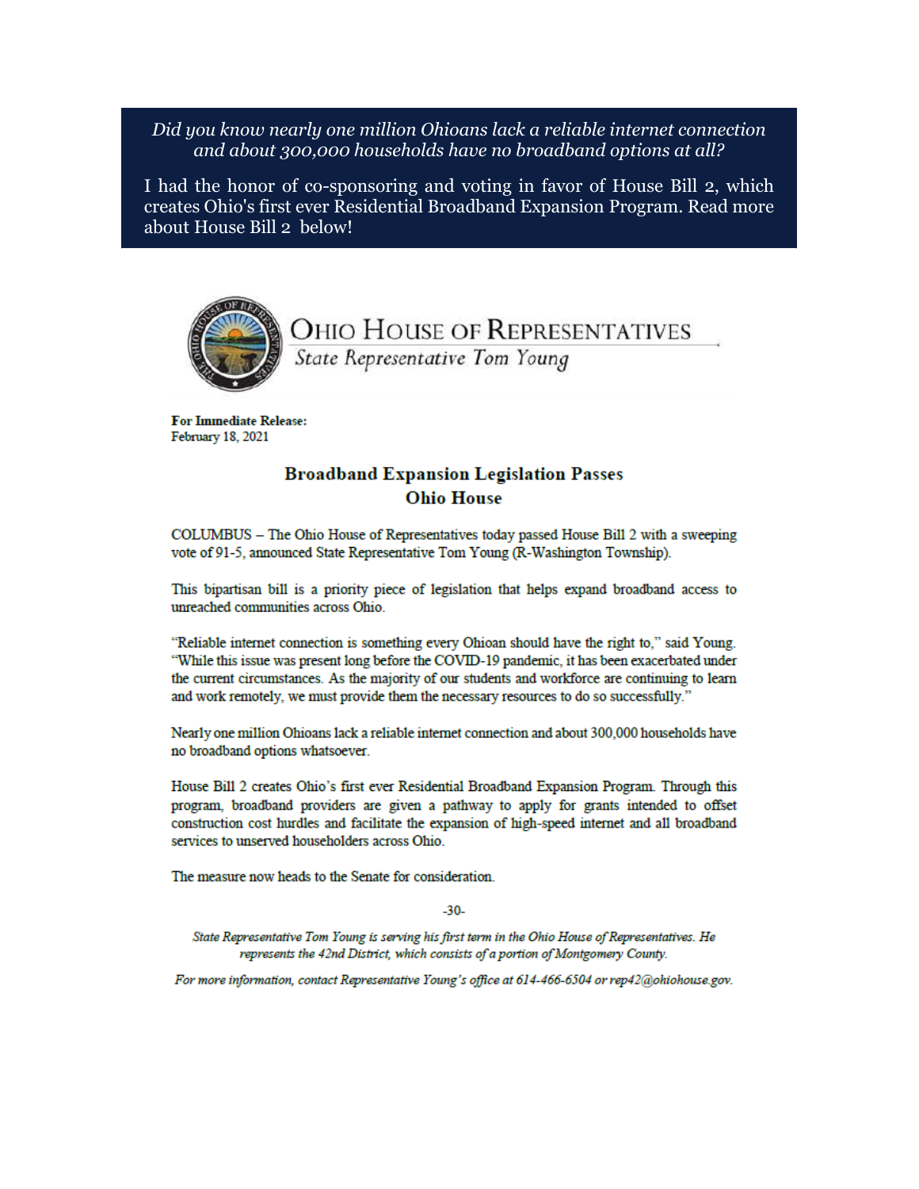*Did you know nearly one million Ohioans lack a reliable internet connection and about 300,000 households have no broadband options at all?*

I had the honor of co-sponsoring and voting in favor of House Bill 2, which creates Ohio's first ever Residential Broadband Expansion Program. Read more about House Bill 2 below!

OHIO HOUSE OF REPRESENTATIVES

*State Representative Tom Young*

**For Immediate Release:**
February 18, 2021

## Broadband Expansion Legislation Passes Ohio House

COLUMBUS – The Ohio House of Representatives today passed House Bill 2 with a sweeping vote of 91-5, announced State Representative Tom Young (R-Washington Township).

This bipartisan bill is a priority piece of legislation that helps expand broadband access to unreached communities across Ohio.

"Reliable internet connection is something every Ohioan should have the right to," said Young. "While this issue was present long before the COVID-19 pandemic, it has been exacerbated under the current circumstances. As the majority of our students and workforce are continuing to learn and work remotely, we must provide them the necessary resources to do so successfully."

Nearly one million Ohioans lack a reliable internet connection and about 300,000 households have no broadband options whatsoever.

House Bill 2 creates Ohio's first ever Residential Broadband Expansion Program. Through this program, broadband providers are given a pathway to apply for grants intended to offset construction cost hurdles and facilitate the expansion of high-speed internet and all broadband services to unserved householders across Ohio.

The measure now heads to the Senate for consideration.

-30-

*State Representative Tom Young is serving his first term in the Ohio House of Representatives. He represents the 42nd District, which consists of a portion of Montgomery County.*

*For more information, contact Representative Young's office at 614-466-6504 or rep42@ohiohouse.gov.*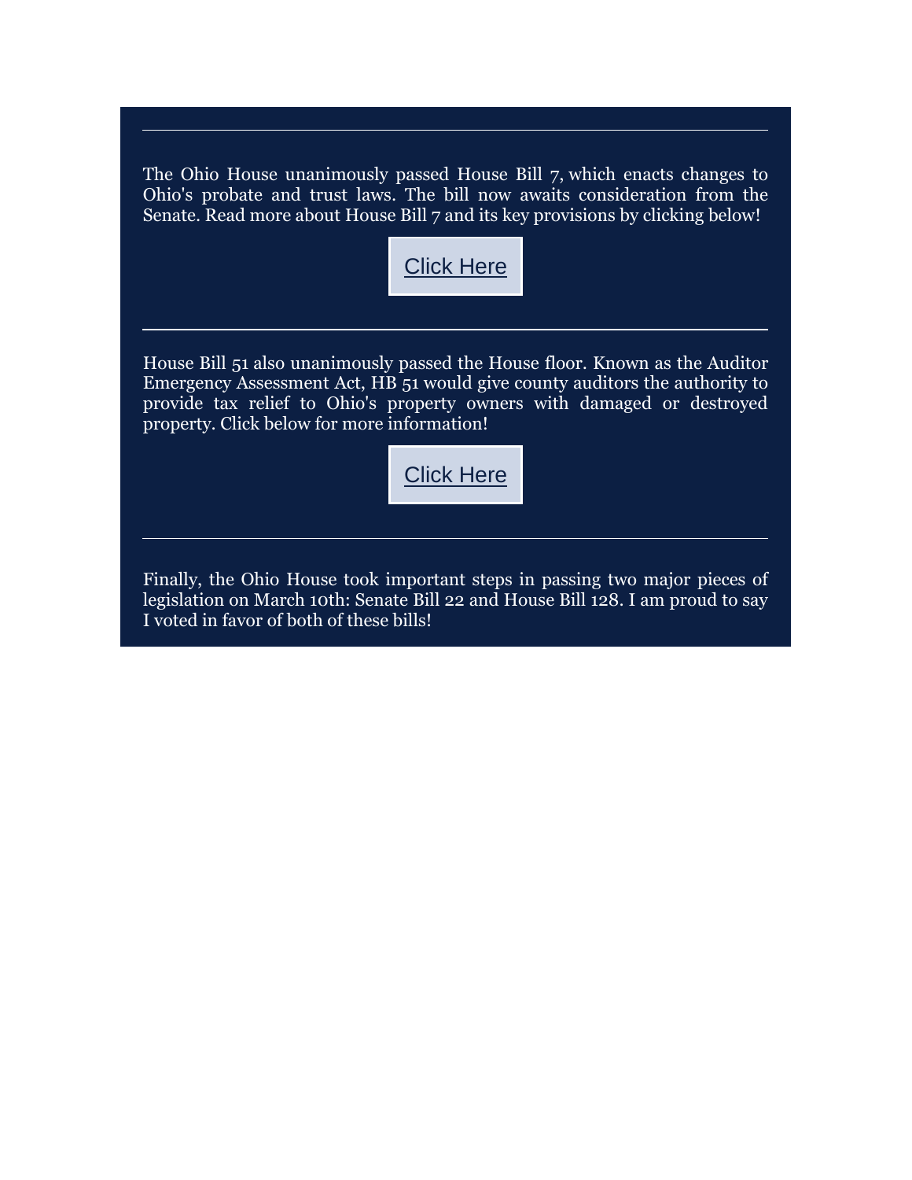---

The Ohio House unanimously passed House Bill 7, which enacts changes to Ohio's probate and trust laws. The bill now awaits consideration from the Senate. Read more about House Bill 7 and its key provisions by clicking below!

Click Here

---

House Bill 51 also unanimously passed the House floor. Known as the Auditor Emergency Assessment Act, HB 51 would give county auditors the authority to provide tax relief to Ohio's property owners with damaged or destroyed property. Click below for more information!

Click Here

---

Finally, the Ohio House took important steps in passing two major pieces of legislation on March 10th: Senate Bill 22 and House Bill 128. I am proud to say I voted in favor of both of these bills!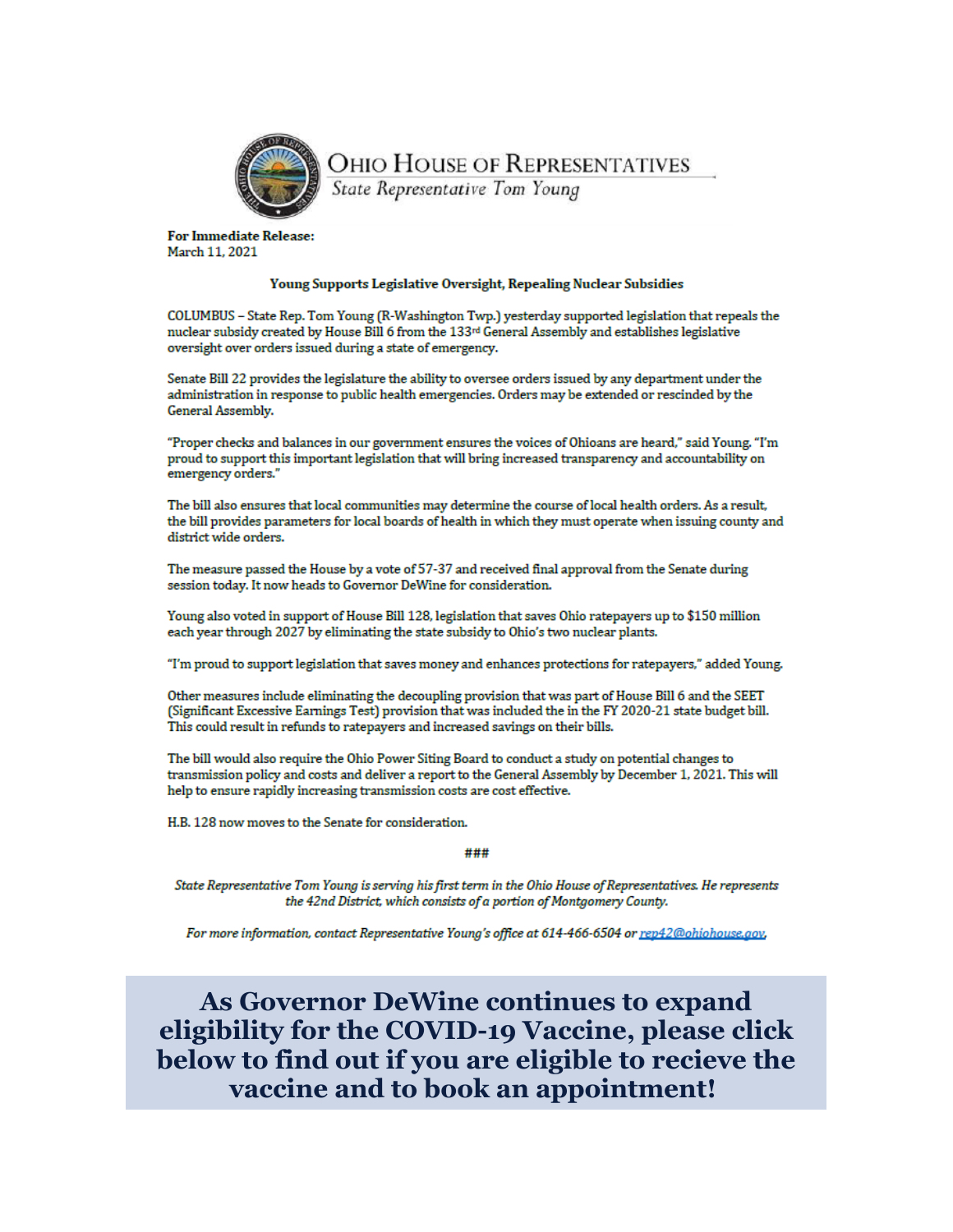# Ohio House of Representatives

*State Representative Tom Young*

**For Immediate Release:**
March 11, 2021

**Young Supports Legislative Oversight, Repealing Nuclear Subsidies**

COLUMBUS – State Rep. Tom Young (R-Washington Twp.) yesterday supported legislation that repeals the nuclear subsidy created by House Bill 6 from the 133rd General Assembly and establishes legislative oversight over orders issued during a state of emergency.

Senate Bill 22 provides the legislature the ability to oversee orders issued by any department under the administration in response to public health emergencies. Orders may be extended or rescinded by the General Assembly.

"Proper checks and balances in our government ensures the voices of Ohioans are heard," said Young. "I'm proud to support this important legislation that will bring increased transparency and accountability on emergency orders."

The bill also ensures that local communities may determine the course of local health orders. As a result, the bill provides parameters for local boards of health in which they must operate when issuing county and district wide orders.

The measure passed the House by a vote of 57-37 and received final approval from the Senate during session today. It now heads to Governor DeWine for consideration.

Young also voted in support of House Bill 128, legislation that saves Ohio ratepayers up to $150 million each year through 2027 by eliminating the state subsidy to Ohio's two nuclear plants.

"I'm proud to support legislation that saves money and enhances protections for ratepayers," added Young.

Other measures include eliminating the decoupling provision that was part of House Bill 6 and the SEET (Significant Excessive Earnings Test) provision that was included the in the FY 2020-21 state budget bill. This could result in refunds to ratepayers and increased savings on their bills.

The bill would also require the Ohio Power Siting Board to conduct a study on potential changes to transmission policy and costs and deliver a report to the General Assembly by December 1, 2021. This will help to ensure rapidly increasing transmission costs are cost effective.

H.B. 128 now moves to the Senate for consideration.

###

*State Representative Tom Young is serving his first term in the Ohio House of Representatives. He represents the 42nd District, which consists of a portion of Montgomery County.*

*For more information, contact Representative Young's office at 614-466-6504 or rep42@ohiohouse.gov.*

**As Governor DeWine continues to expand eligibility for the COVID-19 Vaccine, please click below to find out if you are eligible to recieve the vaccine and to book an appointment!**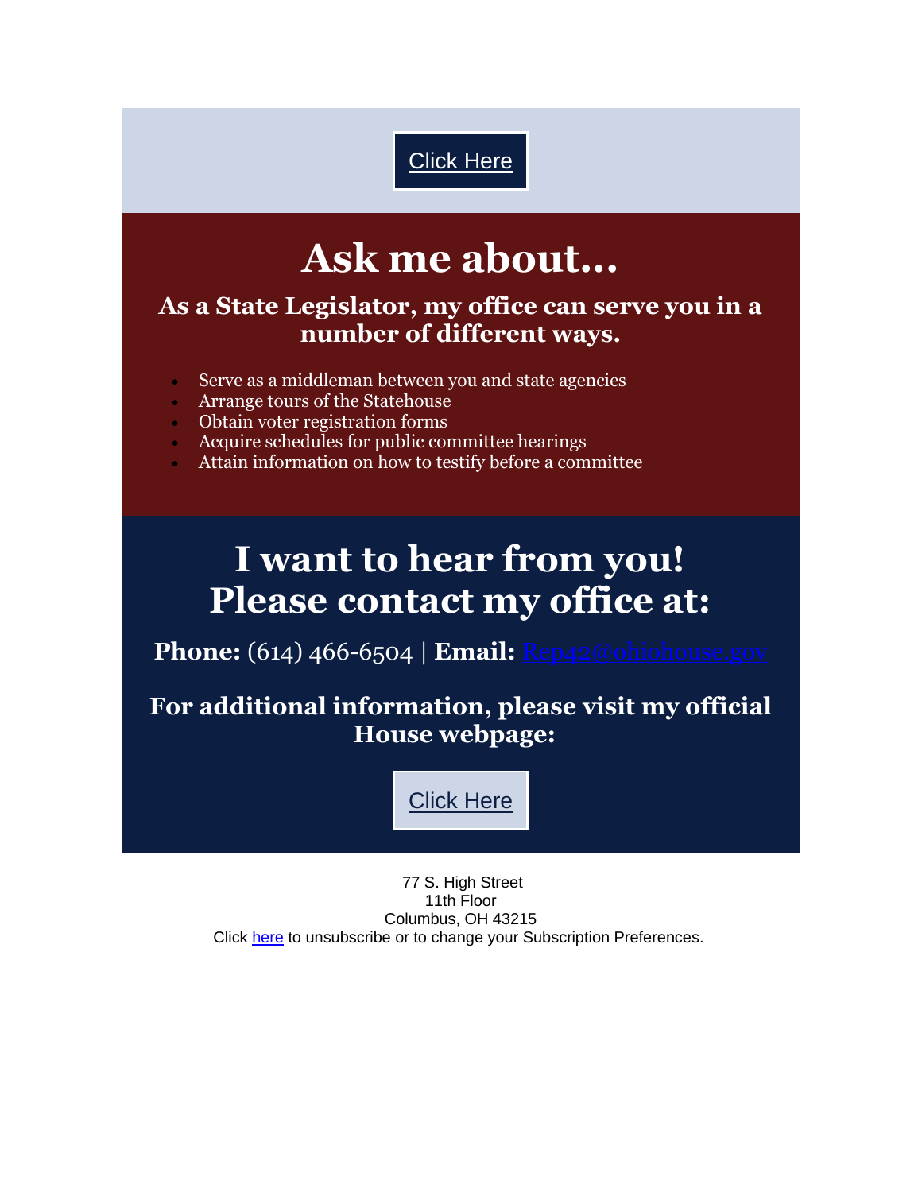Click Here

# Ask me about...

## As a State Legislator, my office can serve you in a number of different ways.

- Serve as a middleman between you and state agencies
- Arrange tours of the Statehouse
- Obtain voter registration forms
- Acquire schedules for public committee hearings
- Attain information on how to testify before a committee

# I want to hear from you! Please contact my office at:

**Phone:** (614) 466-6504 | **Email:** Rep42@ohiohouse.gov

## For additional information, please visit my official House webpage:

Click Here

77 S. High Street
11th Floor
Columbus, OH 43215
Click here to unsubscribe or to change your Subscription Preferences.